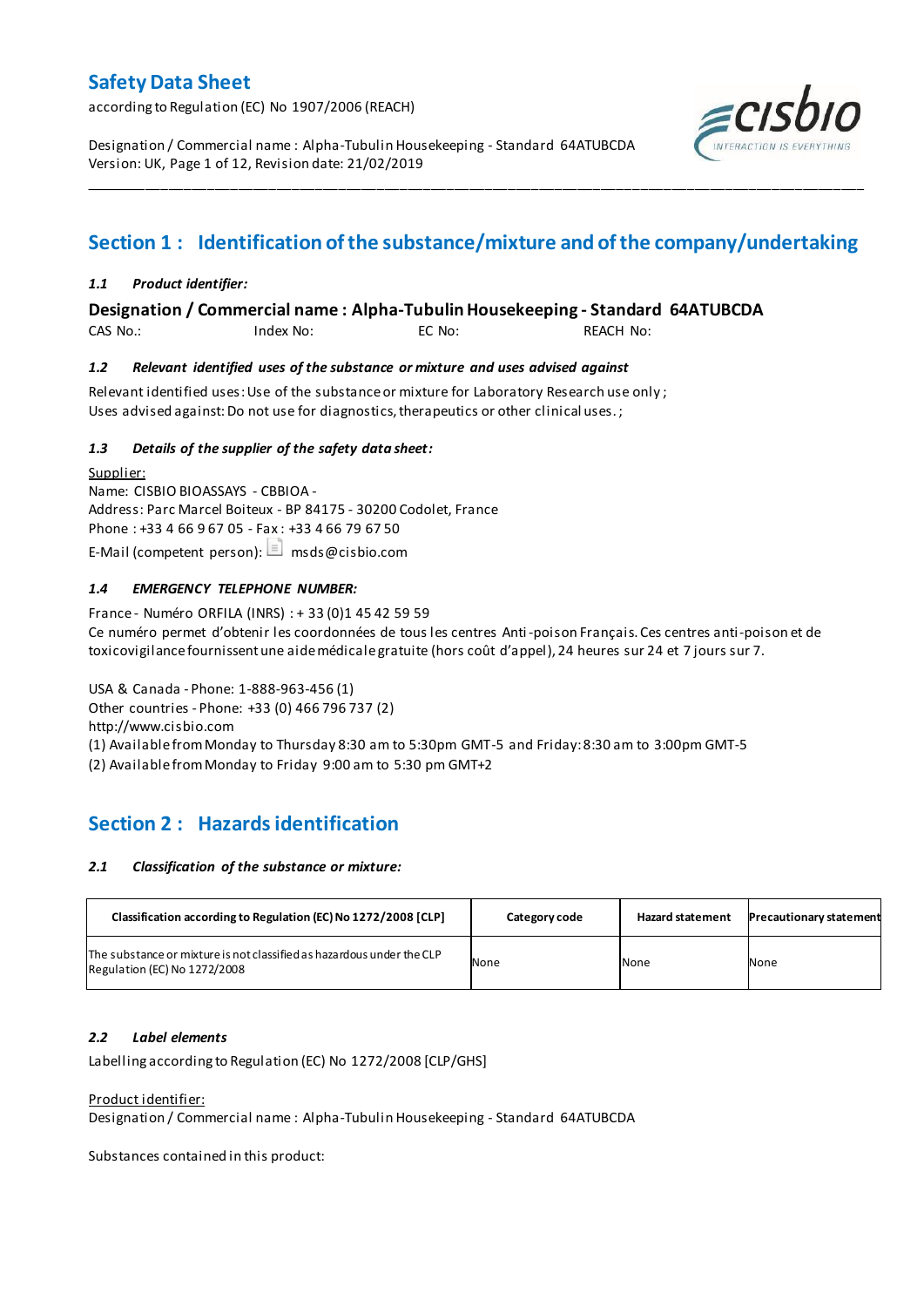# Safety Data Sheet

according to Regulation (EC) No 1907/2006 (REACH)

Designation / Commercial name : Alpha-Tubulin Housekeeping - Standard 64ATUBCDA
Version: UK, Page 1 of 12, Revision date: 21/02/2019

## Section 1 : Identification of the substance/mixture and of the company/undertaking

### *1.1 Product identifier:*

**Designation / Commercial name : Alpha-Tubulin Housekeeping - Standard 64ATUBCDA**

CAS No.: Index No: EC No: REACH No:

### *1.2 Relevant identified uses of the substance or mixture and uses advised against*

Relevant identified uses: Use of the substance or mixture for Laboratory Research use only ;
Uses advised against: Do not use for diagnostics, therapeutics or other clinical uses. ;

### *1.3 Details of the supplier of the safety data sheet:*

Supplier:
Name: CISBIO BIOASSAYS - CBBIOA -
Address: Parc Marcel Boiteux - BP 84175 - 30200 Codolet, France
Phone : +33 4 66 9 67 05 - Fax : +33 4 66 79 67 50
E-Mail (competent person): msds@cisbio.com

### *1.4 EMERGENCY TELEPHONE NUMBER:*

France - Numéro ORFILA (INRS) : + 33 (0)1 45 42 59 59
Ce numéro permet d'obtenir les coordonnées de tous les centres Anti-poison Français. Ces centres anti-poison et de toxicovigilance fournissent une aide médicale gratuite (hors coût d'appel), 24 heures sur 24 et 7 jours sur 7.

USA & Canada - Phone: 1-888-963-456 (1)
Other countries - Phone: +33 (0) 466 796 737 (2)
http://www.cisbio.com
(1) Available from Monday to Thursday 8:30 am to 5:30pm GMT-5 and Friday: 8:30 am to 3:00pm GMT-5
(2) Available from Monday to Friday 9:00 am to 5:30 pm GMT+2

## Section 2 : Hazards identification

### *2.1 Classification of the substance or mixture:*

| Classification according to Regulation (EC) No 1272/2008 [CLP] | Category code | Hazard statement | Precautionary statement |
|---|---|---|---|
| The substance or mixture is not classified as hazardous under the CLP Regulation (EC) No 1272/2008 | None | None | None |

### *2.2 Label elements*

Labelling according to Regulation (EC) No 1272/2008 [CLP/GHS]

Product identifier:
Designation / Commercial name : Alpha-Tubulin Housekeeping - Standard 64ATUBCDA

Substances contained in this product: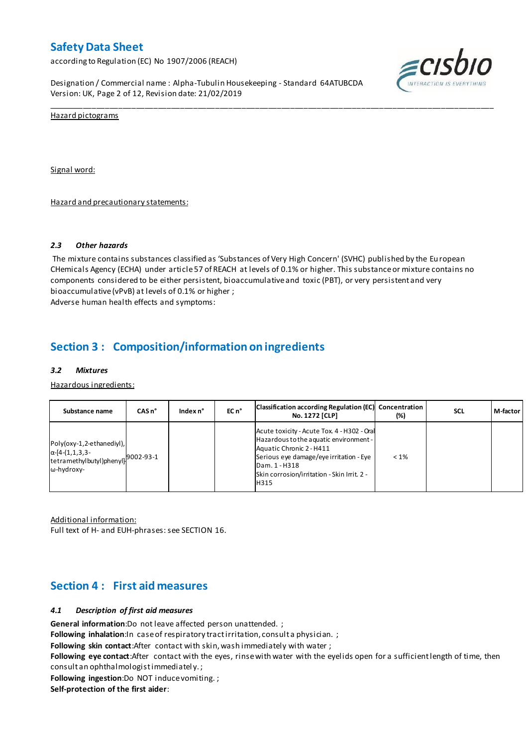Hazard pictograms

Signal word:

Hazard and precautionary statements:

### *2.3 Other hazards*

The mixture contains substances classified as 'Substances of Very High Concern' (SVHC) published by the European CHemicals Agency (ECHA) under article 57 of REACH at levels of 0.1% or higher. This substance or mixture contains no components considered to be either persistent, bioaccumulative and toxic (PBT), or very persistent and very bioaccumulative (vPvB) at levels of 0.1% or higher ;
Adverse human health effects and symptoms:

## Section 3 : Composition/information on ingredients

### *3.2 Mixtures*

Hazardous ingredients:

| Substance name | CAS n° | Index n° | EC n° | Classification according Regulation (EC) No. 1272 [CLP] | Concentration (%) | SCL | M-factor |
|---|---|---|---|---|---|---|---|
| Poly(oxy-1,2-ethanediyl), α-[4-(1,1,3,3-tetramethylbutyl)phenyl]-ω-hydroxy- | 9002-93-1 | | | Acute toxicity - Acute Tox. 4 - H302 - Oral<br>Hazardous to the aquatic environment - Aquatic Chronic 2 - H411<br>Serious eye damage/eye irritation - Eye Dam. 1 - H318<br>Skin corrosion/irritation - Skin Irrit. 2 - H315 | < 1% | | |

Additional information:
Full text of H- and EUH-phrases: see SECTION 16.

## Section 4 : First aid measures

### *4.1 Description of first aid measures*

**General information**:Do not leave affected person unattended. ;
**Following inhalation**:In case of respiratory tract irritation, consult a physician. ;
**Following skin contact**:After contact with skin, wash immediately with water ;
**Following eye contact**:After contact with the eyes, rinse with water with the eyelids open for a sufficient length of time, then consult an ophthalmologist immediately. ;
**Following ingestion**:Do NOT induce vomiting. ;
**Self-protection of the first aider**: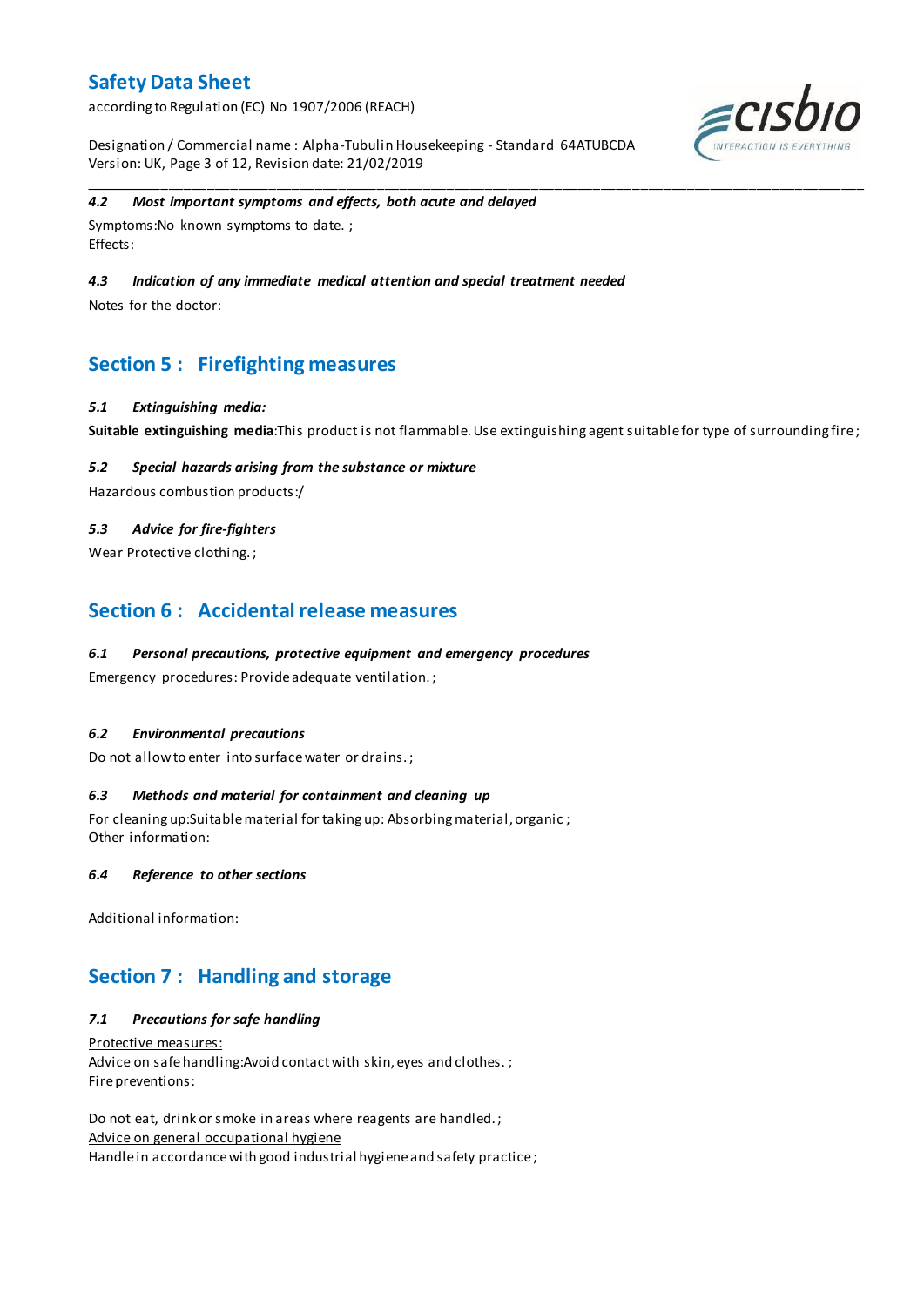#### 4.2 Most important symptoms and effects, both acute and delayed

Symptoms:No known symptoms to date. ;
Effects:

#### 4.3 Indication of any immediate medical attention and special treatment needed

Notes for the doctor:

## Section 5 : Firefighting measures

#### 5.1 Extinguishing media:

**Suitable extinguishing media**:This product is not flammable. Use extinguishing agent suitable for type of surrounding fire ;

#### 5.2 Special hazards arising from the substance or mixture

Hazardous combustion products:/

#### 5.3 Advice for fire-fighters

Wear Protective clothing. ;

## Section 6 : Accidental release measures

#### 6.1 Personal precautions, protective equipment and emergency procedures

Emergency procedures: Provide adequate ventilation. ;

#### 6.2 Environmental precautions

Do not allow to enter into surface water or drains. ;

#### 6.3 Methods and material for containment and cleaning up

For cleaning up:Suitable material for taking up: Absorbing material, organic ;
Other information:

#### 6.4 Reference to other sections

Additional information:

## Section 7 : Handling and storage

#### 7.1 Precautions for safe handling

Protective measures:
Advice on safe handling:Avoid contact with skin, eyes and clothes. ;
Fire preventions:

Do not eat, drink or smoke in areas where reagents are handled. ;
Advice on general occupational hygiene
Handle in accordance with good industrial hygiene and safety practice ;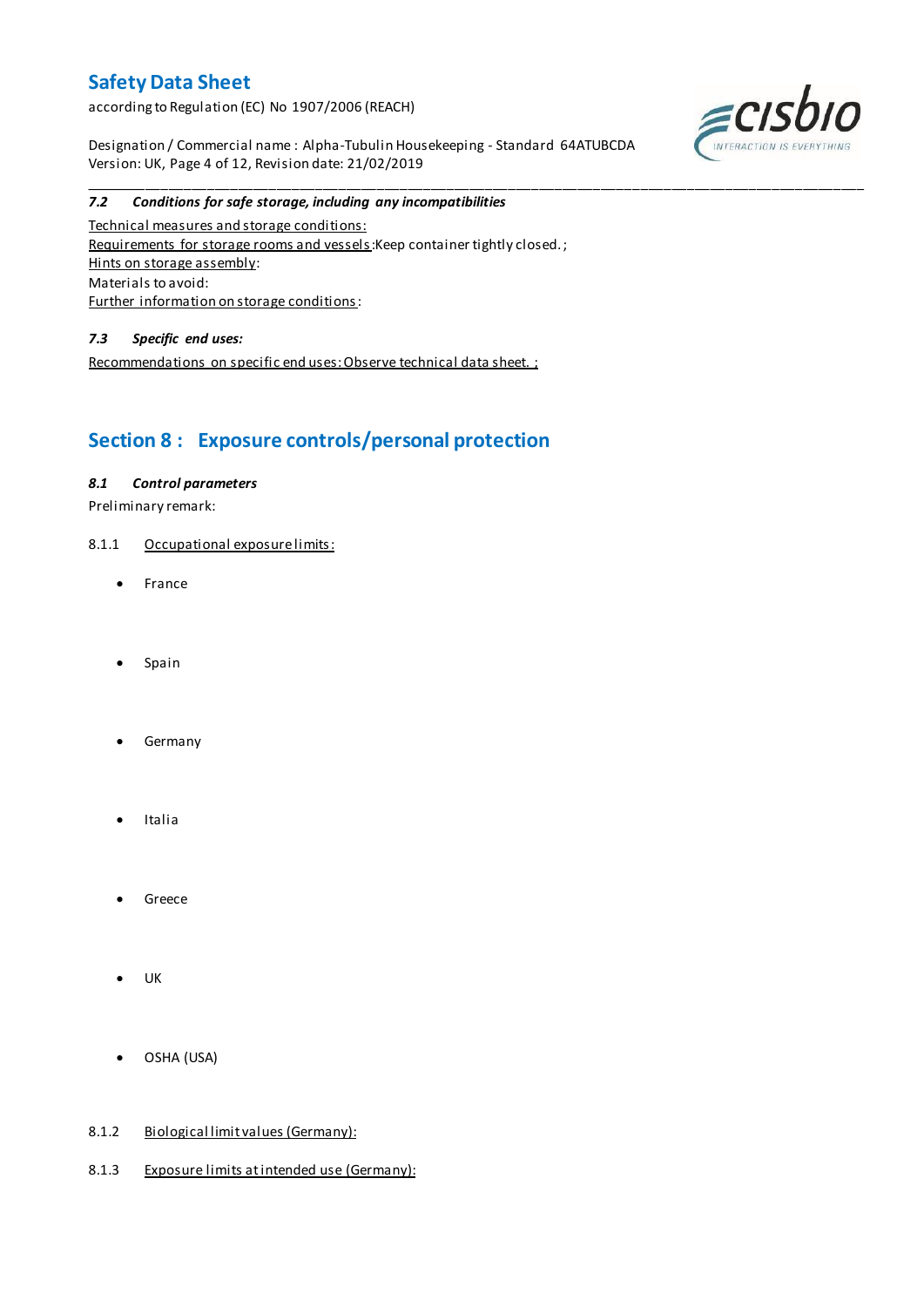#### 7.2 Conditions for safe storage, including any incompatibilities

Technical measures and storage conditions:
Requirements for storage rooms and vessels:Keep container tightly closed. ;
Hints on storage assembly:
Materials to avoid:
Further information on storage conditions:

#### 7.3 Specific end uses:

Recommendations on specific end uses:Observe technical data sheet. ;

## Section 8 : Exposure controls/personal protection

#### 8.1 Control parameters

Preliminary remark:

8.1.1 Occupational exposure limits:

- France
- Spain
- Germany
- Italia
- Greece
- UK
- OSHA (USA)

8.1.2 Biological limit values (Germany):

8.1.3 Exposure limits at intended use (Germany):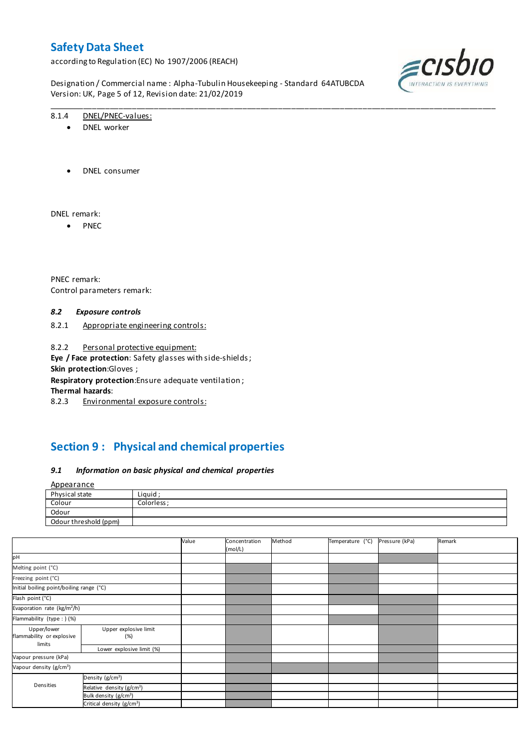8.1.4 DNEL/PNEC-values:

- DNEL worker

- DNEL consumer

DNEL remark:

- PNEC

PNEC remark:

Control parameters remark:

### *8.2 Exposure controls*

8.2.1 Appropriate engineering controls:

8.2.2 Personal protective equipment:

**Eye / Face protection**: Safety glasses with side-shields ;

**Skin protection**:Gloves ;

**Respiratory protection**:Ensure adequate ventilation ;

**Thermal hazards**:

8.2.3 Environmental exposure controls:

## Section 9 : Physical and chemical properties

### *9.1 Information on basic physical and chemical properties*

Appearance

| | |
|---|---|
| Physical state | Liquid ; |
| Colour | Colorless ; |
| Odour | |
| Odour threshold (ppm) | |

| | | Value | Concentration (mol/L) | Method | Temperature (°C) | Pressure (kPa) | Remark |
|---|---|---|---|---|---|---|---|
| pH | | | | | | | |
| Melting point (°C) | | | | | | | |
| Freezing point (°C) | | | | | | | |
| Initial boiling point/boiling range (°C) | | | | | | | |
| Flash point (°C) | | | | | | | |
| Evaporation rate (kg/m²/h) | | | | | | | |
| Flammability (type : ) (%) | | | | | | | |
| Upper/lower flammability or explosive limits | Upper explosive limit (%) | | | | | | |
| | Lower explosive limit (%) | | | | | | |
| Vapour pressure (kPa) | | | | | | | |
| Vapour density (g/cm³) | | | | | | | |
| Densities | Density (g/cm³) | | | | | | |
| | Relative density (g/cm³) | | | | | | |
| | Bulk density (g/cm³) | | | | | | |
| | Critical density (g/cm³) | | | | | | |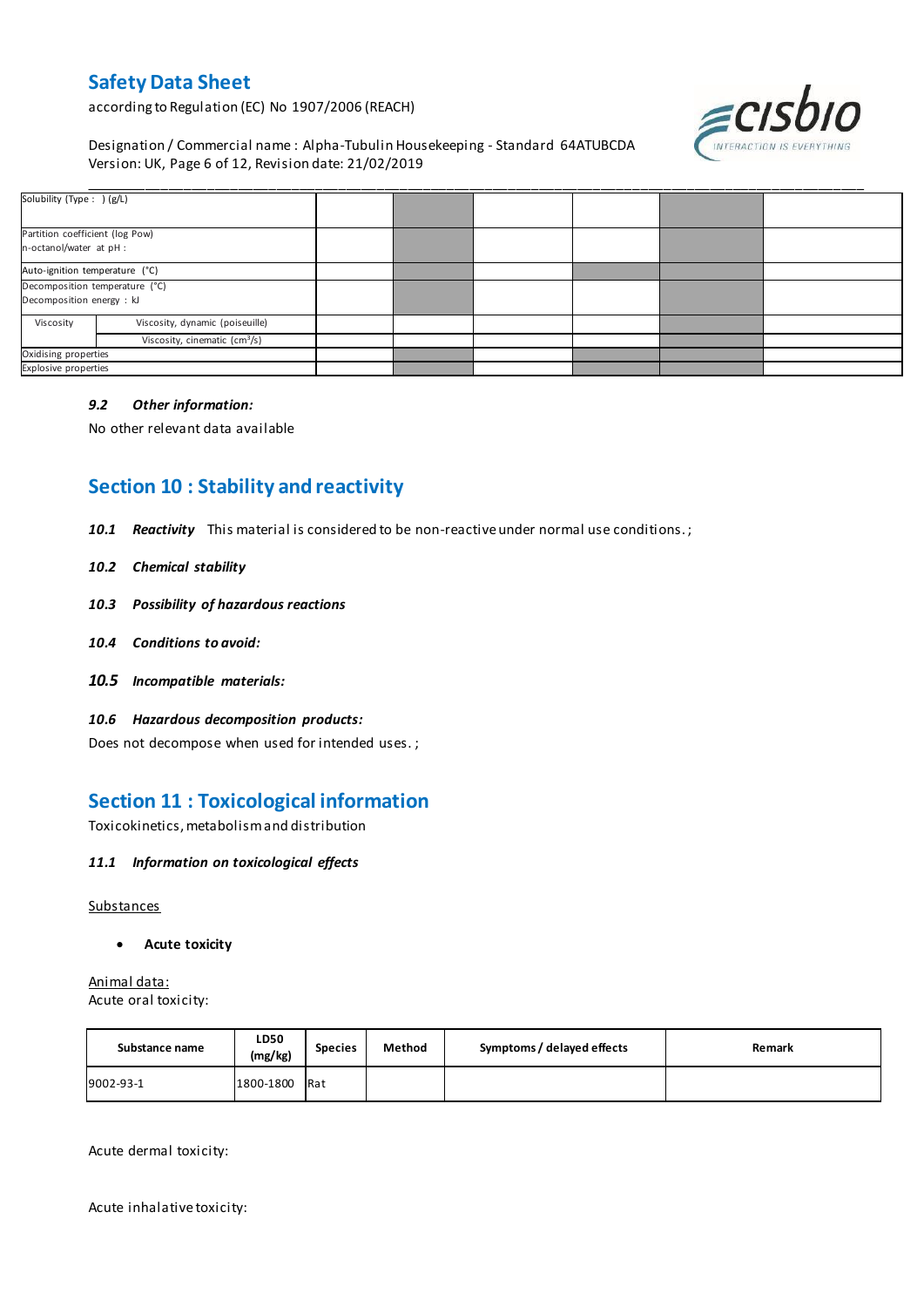| Solubility (Type : ) (g/L) | | | | | | | |
|---|---|---|---|---|---|---|---|
| Partition coefficient (log Pow) n-octanol/water at pH : | | | | | | | |
| Auto-ignition temperature (°C) | | | | | | | |
| Decomposition temperature (°C) Decomposition energy : kJ | | | | | | | |
| Viscosity | Viscosity, dynamic (poiseuille) | | | | | | |
| | Viscosity, cinematic ($cm^3$/s) | | | | | | |
| Oxidising properties | | | | | | | |
| Explosive properties | | | | | | | |

### *9.2 Other information:*

No other relevant data available

## Section 10 : Stability and reactivity

***10.1 Reactivity*** This material is considered to be non-reactive under normal use conditions. ;

***10.2 Chemical stability***

***10.3 Possibility of hazardous reactions***

***10.4 Conditions to avoid:***

***10.5 Incompatible materials:***

***10.6 Hazardous decomposition products:***

Does not decompose when used for intended uses. ;

## Section 11 : Toxicological information

Toxicokinetics, metabolism and distribution

***11.1 Information on toxicological effects***

Substances

- **Acute toxicity**

Animal data:
Acute oral toxicity:

| Substance name | LD50 (mg/kg) | Species | Method | Symptoms / delayed effects | Remark |
|---|---|---|---|---|---|
| 9002-93-1 | 1800-1800 | Rat | | | |

Acute dermal toxicity:

Acute inhalative toxicity: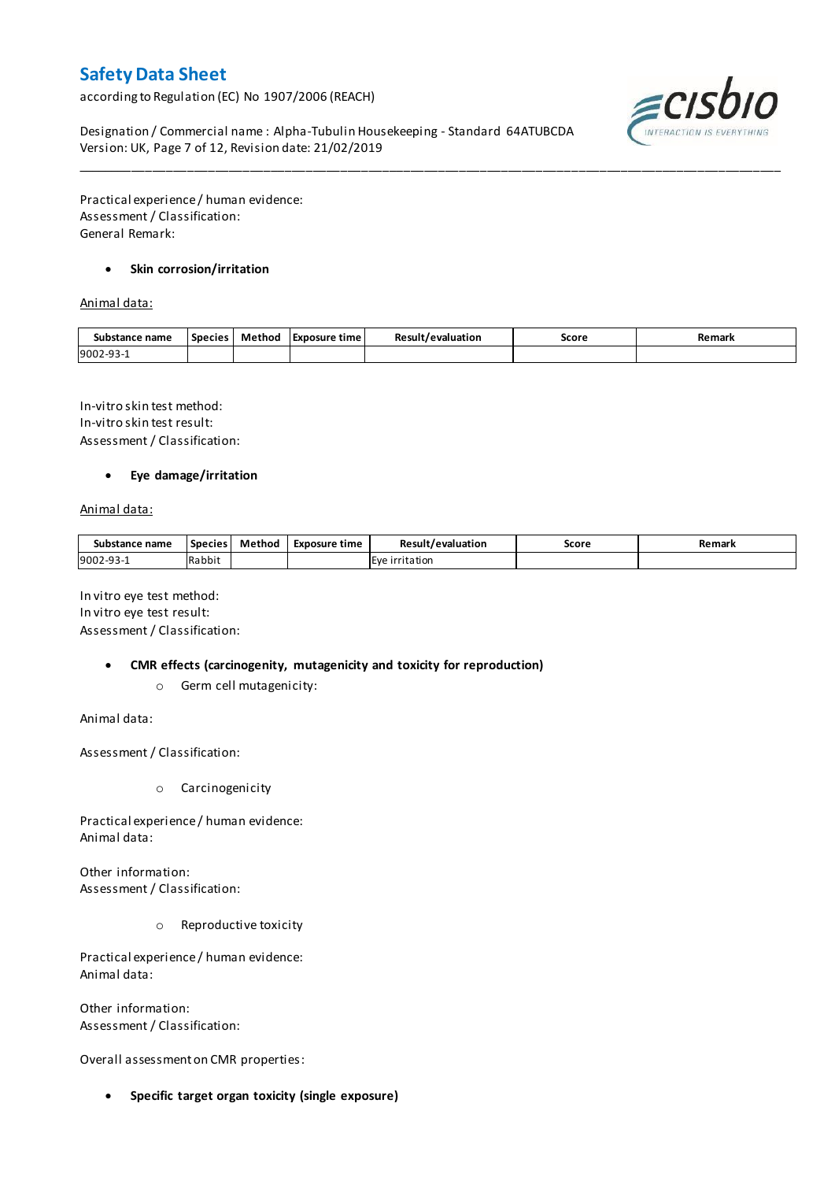Practical experience / human evidence:
Assessment / Classification:
General Remark:

- **Skin corrosion/irritation**

Animal data:

| Substance name | Species | Method | Exposure time | Result/evaluation | Score | Remark |
|---|---|---|---|---|---|---|
| 9002-93-1 | | | | | | |

In-vitro skin test method:
In-vitro skin test result:
Assessment / Classification:

- **Eye damage/irritation**

Animal data:

| Substance name | Species | Method | Exposure time | Result/evaluation | Score | Remark |
|---|---|---|---|---|---|---|
| 9002-93-1 | Rabbit | | | Eye irritation | | |

In vitro eye test method:
In vitro eye test result:
Assessment / Classification:

- **CMR effects (carcinogenity, mutagenicity and toxicity for reproduction)**
  - Germ cell mutagenicity:

Animal data:

Assessment / Classification:

  - Carcinogenicity

Practical experience / human evidence:
Animal data:

Other information:
Assessment / Classification:

  - Reproductive toxicity

Practical experience / human evidence:
Animal data:

Other information:
Assessment / Classification:

Overall assessment on CMR properties:

- **Specific target organ toxicity (single exposure)**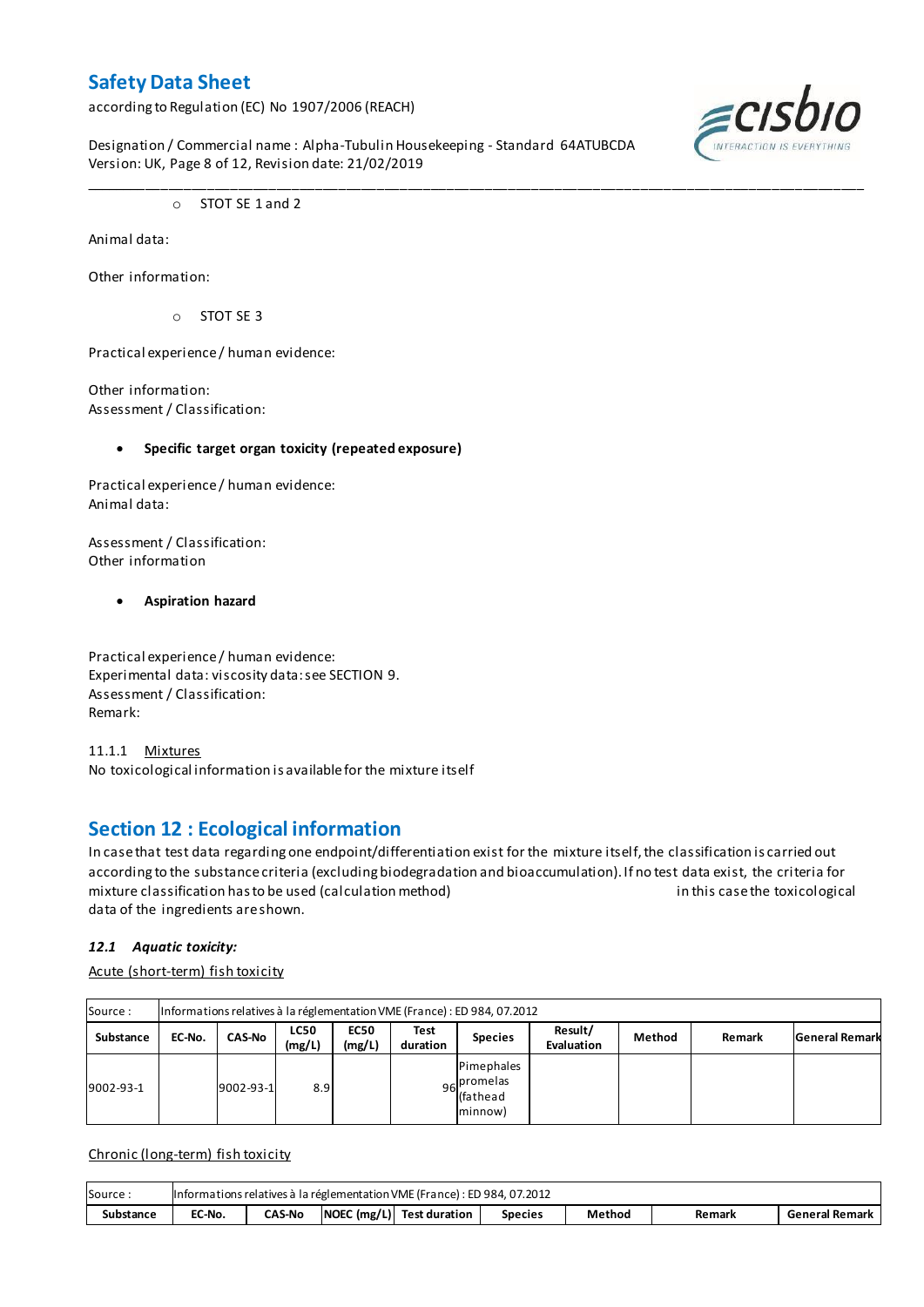- STOT SE 1 and 2

Animal data:

Other information:

- STOT SE 3

Practical experience / human evidence:

Other information:
Assessment / Classification:

- **Specific target organ toxicity (repeated exposure)**

Practical experience / human evidence:
Animal data:

Assessment / Classification:
Other information

- **Aspiration hazard**

Practical experience / human evidence:
Experimental data: viscosity data: see SECTION 9.
Assessment / Classification:
Remark:

11.1.1 Mixtures
No toxicological information is available for the mixture itself

## Section 12 : Ecological information

In case that test data regarding one endpoint/differentiation exist for the mixture itself, the classification is carried out according to the substance criteria (excluding biodegradation and bioaccumulation). If no test data exist, the criteria for mixture classification has to be used (calculation method) in this case the toxicological data of the ingredients are shown.

### *12.1 Aquatic toxicity:*

Acute (short-term) fish toxicity

| Source : | Informations relatives à la réglementation VME (France) : ED 984, 07.2012 | | | | | | | | | |
|---|---|---|---|---|---|---|---|---|---|---|
| **Substance** | **EC-No.** | **CAS-No** | **LC50 (mg/L)** | **EC50 (mg/L)** | **Test duration** | **Species** | **Result/ Evaluation** | **Method** | **Remark** | **General Remark** |
| 9002-93-1 | | 9002-93-1 | 8.9 | | 96 | Pimephales promelas (fathead minnow) | | | | |

Chronic (long-term) fish toxicity

| Source : | Informations relatives à la réglementation VME (France) : ED 984, 07.2012 | | | | | | | |
|---|---|---|---|---|---|---|---|---|
| **Substance** | **EC-No.** | **CAS-No** | **NOEC (mg/L)** | **Test duration** | **Species** | **Method** | **Remark** | **General Remark** |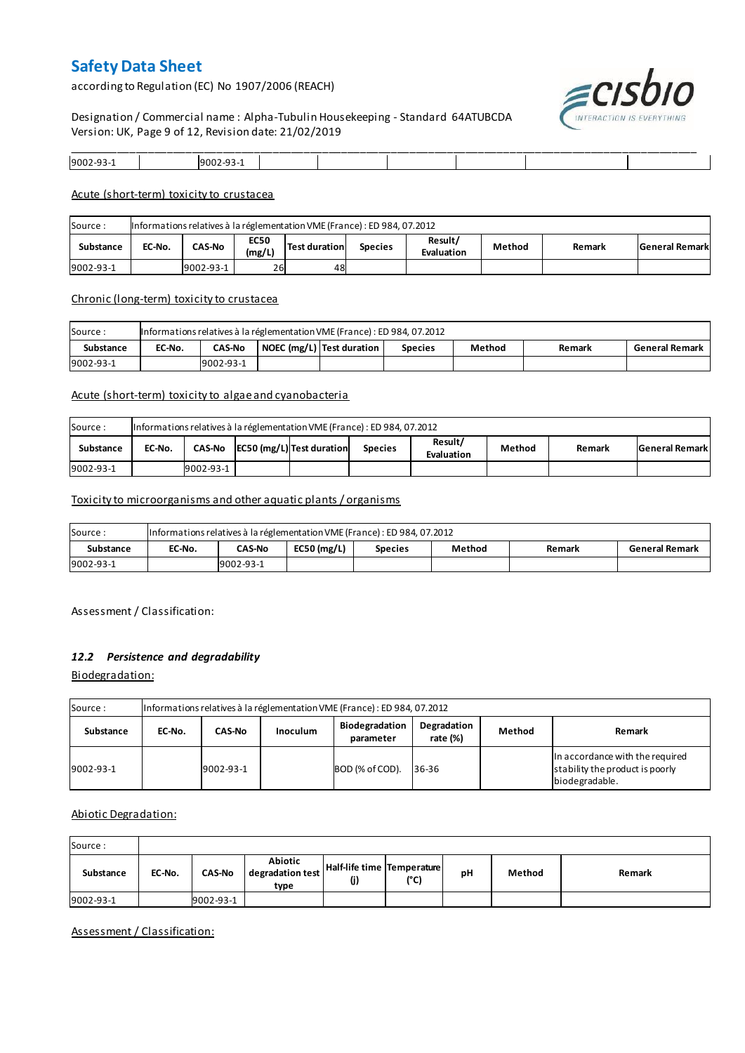| 9002-93-1 | | 9002-93-1 | | | | | | |
|---|---|---|---|---|---|---|---|---|

Acute (short-term) toxicity to crustacea

| Source : | Informations relatives à la réglementation VME (France) : ED 984, 07.2012 | | | | | | | | |
|---|---|---|---|---|---|---|---|---|---|
| **Substance** | **EC-No.** | **CAS-No** | **EC50 (mg/L)** | **Test duration** | **Species** | **Result/ Evaluation** | **Method** | **Remark** | **General Remark** |
| 9002-93-1 | | 9002-93-1 | 26 | 48 | | | | | |

Chronic (long-term) toxicity to crustacea

| Source : | Informations relatives à la réglementation VME (France) : ED 984, 07.2012 | | | | | | | |
|---|---|---|---|---|---|---|---|---|
| **Substance** | **EC-No.** | **CAS-No** | **NOEC (mg/L)** | **Test duration** | **Species** | **Method** | **Remark** | **General Remark** |
| 9002-93-1 | | 9002-93-1 | | | | | | |

Acute (short-term) toxicity to algae and cyanobacteria

| Source : | Informations relatives à la réglementation VME (France) : ED 984, 07.2012 | | | | | | | | |
|---|---|---|---|---|---|---|---|---|---|
| **Substance** | **EC-No.** | **CAS-No** | **EC50 (mg/L)** | **Test duration** | **Species** | **Result/ Evaluation** | **Method** | **Remark** | **General Remark** |
| 9002-93-1 | | 9002-93-1 | | | | | | | |

Toxicity to microorganisms and other aquatic plants / organisms

| Source : | Informations relatives à la réglementation VME (France) : ED 984, 07.2012 | | | | | | |
|---|---|---|---|---|---|---|---|
| **Substance** | **EC-No.** | **CAS-No** | **EC50 (mg/L)** | **Species** | **Method** | **Remark** | **General Remark** |
| 9002-93-1 | | 9002-93-1 | | | | | |

Assessment / Classification:

### *12.2 Persistence and degradability*

Biodegradation:

| Source : | Informations relatives à la réglementation VME (France) : ED 984, 07.2012 | | | | | | |
|---|---|---|---|---|---|---|---|
| **Substance** | **EC-No.** | **CAS-No** | **Inoculum** | **Biodegradation parameter** | **Degradation rate (%)** | **Method** | **Remark** |
| 9002-93-1 | | 9002-93-1 | | BOD (% of COD). | 36-36 | | In accordance with the required stability the product is poorly biodegradable. |

Abiotic Degradation:

| Source : | | | | | | | | |
|---|---|---|---|---|---|---|---|---|
| **Substance** | **EC-No.** | **CAS-No** | **Abiotic degradation test type** | **Half-life time (j)** | **Temperature (°C)** | **pH** | **Method** | **Remark** |
| 9002-93-1 | | 9002-93-1 | | | | | | |

Assessment / Classification: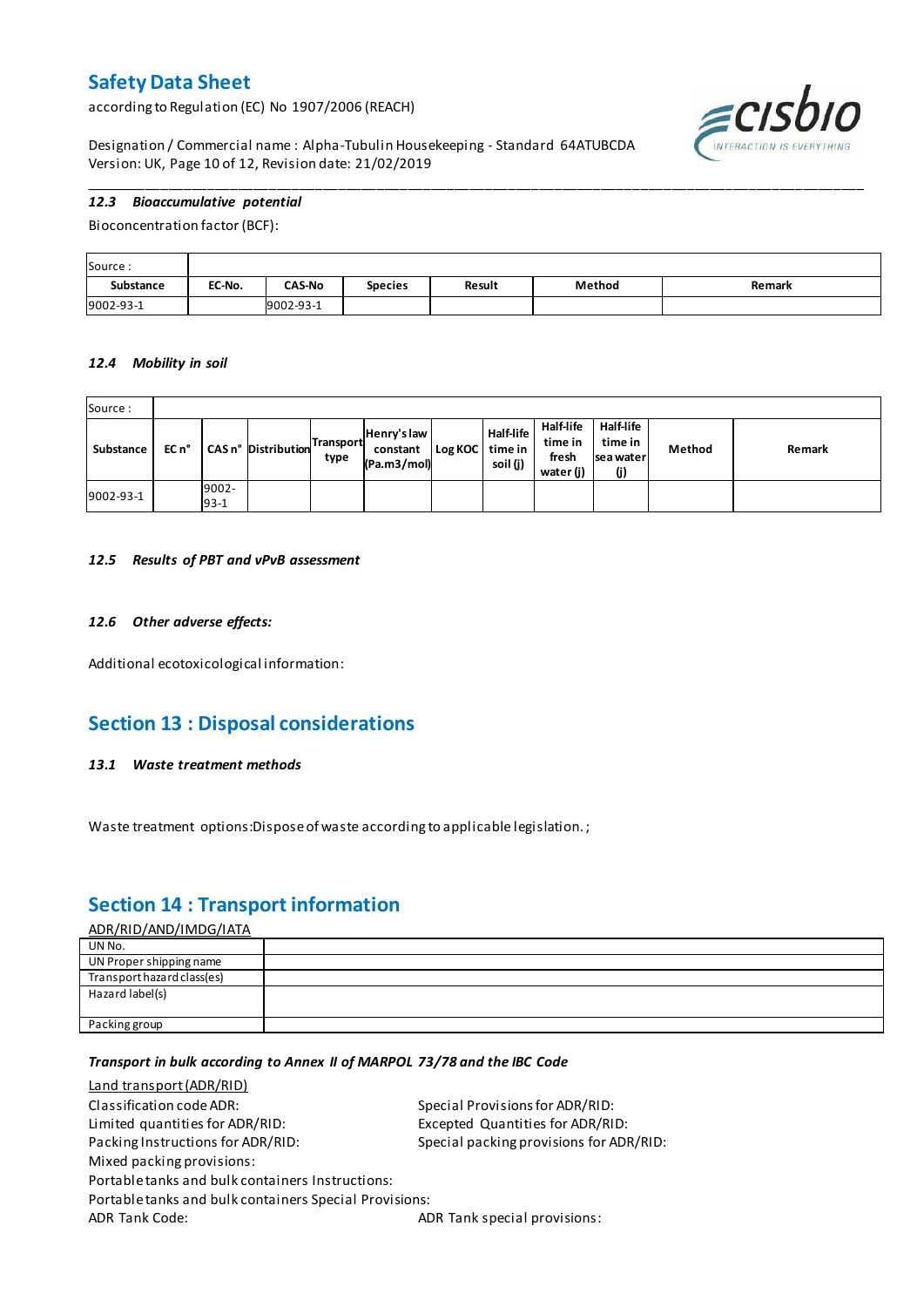### 12.3 *Bioaccumulative potential*

Bioconcentration factor (BCF):

| Source : | | | | | | |
|---|---|---|---|---|---|---|
| **Substance** | **EC-No.** | **CAS-No** | **Species** | **Result** | **Method** | **Remark** |
| 9002-93-1 | | 9002-93-1 | | | | |

### 12.4 *Mobility in soil*

| Source : | | | | | | | | | | | | |
|---|---|---|---|---|---|---|---|---|---|---|---|---|
| **Substance** | **EC n°** | **CAS n°** | **Distribution** | **Transport type** | **Henry's law constant (Pa.m3/mol)** | **Log KOC** | **Half-life time in soil (j)** | **Half-life time in fresh water (j)** | **Half-life time in sea water (j)** | **Method** | **Remark** |
| 9002-93-1 | | 9002-93-1 | | | | | | | | | |

### 12.5 *Results of PBT and vPvB assessment*

### 12.6 *Other adverse effects:*

Additional ecotoxicological information:

## Section 13 : Disposal considerations

### 13.1 *Waste treatment methods*

Waste treatment options:Dispose of waste according to applicable legislation. ;

## Section 14 : Transport information

ADR/RID/AND/IMDG/IATA

| UN No. | |
|---|---|
| UN Proper shipping name | |
| Transport hazard class(es) | |
| Hazard label(s) | |
| Packing group | |

***Transport in bulk according to Annex II of MARPOL 73/78 and the IBC Code***

Land transport (ADR/RID)

Classification code ADR:

Special Provisions for ADR/RID:

Limited quantities for ADR/RID:

Excepted Quantities for ADR/RID:

Packing Instructions for ADR/RID:

Special packing provisions for ADR/RID:

Mixed packing provisions:

Portable tanks and bulk containers Instructions:

Portable tanks and bulk containers Special Provisions:

ADR Tank Code:

ADR Tank special provisions: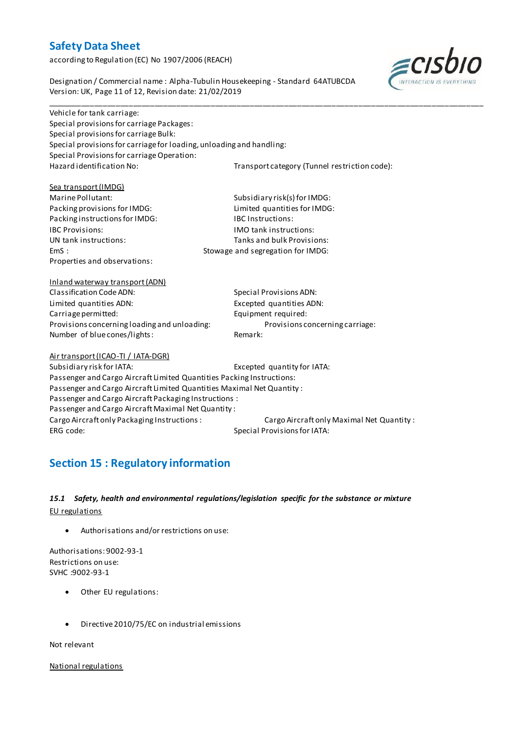Vehicle for tank carriage:
Special provisions for carriage Packages:
Special provisions for carriage Bulk:
Special provisions for carriage for loading, unloading and handling:
Special Provisions for carriage Operation:
Hazard identification No: Transport category (Tunnel restriction code):

Sea transport (IMDG)

Marine Pollutant: Subsidiary risk(s) for IMDG:
Packing provisions for IMDG: Limited quantities for IMDG:
Packing instructions for IMDG: IBC Instructions:
IBC Provisions: IMO tank instructions:
UN tank instructions: Tanks and bulk Provisions:
EmS : Stowage and segregation for IMDG:
Properties and observations:

Inland waterway transport (ADN)

Classification Code ADN: Special Provisions ADN:
Limited quantities ADN: Excepted quantities ADN:
Carriage permitted: Equipment required:
Provisions concerning loading and unloading: Provisions concerning carriage:
Number of blue cones/lights: Remark:

Air transport (ICAO-TI / IATA-DGR)

Subsidiary risk for IATA: Excepted quantity for IATA:
Passenger and Cargo Aircraft Limited Quantities Packing Instructions:
Passenger and Cargo Aircraft Limited Quantities Maximal Net Quantity :
Passenger and Cargo Aircraft Packaging Instructions :
Passenger and Cargo Aircraft Maximal Net Quantity :
Cargo Aircraft only Packaging Instructions : Cargo Aircraft only Maximal Net Quantity :
ERG code: Special Provisions for IATA:

## Section 15 : Regulatory information

### *15.1 Safety, health and environmental regulations/legislation specific for the substance or mixture*

EU regulations

- Authorisations and/or restrictions on use:

Authorisations: 9002-93-1
Restrictions on use:
SVHC :9002-93-1

- Other EU regulations:

- Directive 2010/75/EC on industrial emissions

Not relevant

National regulations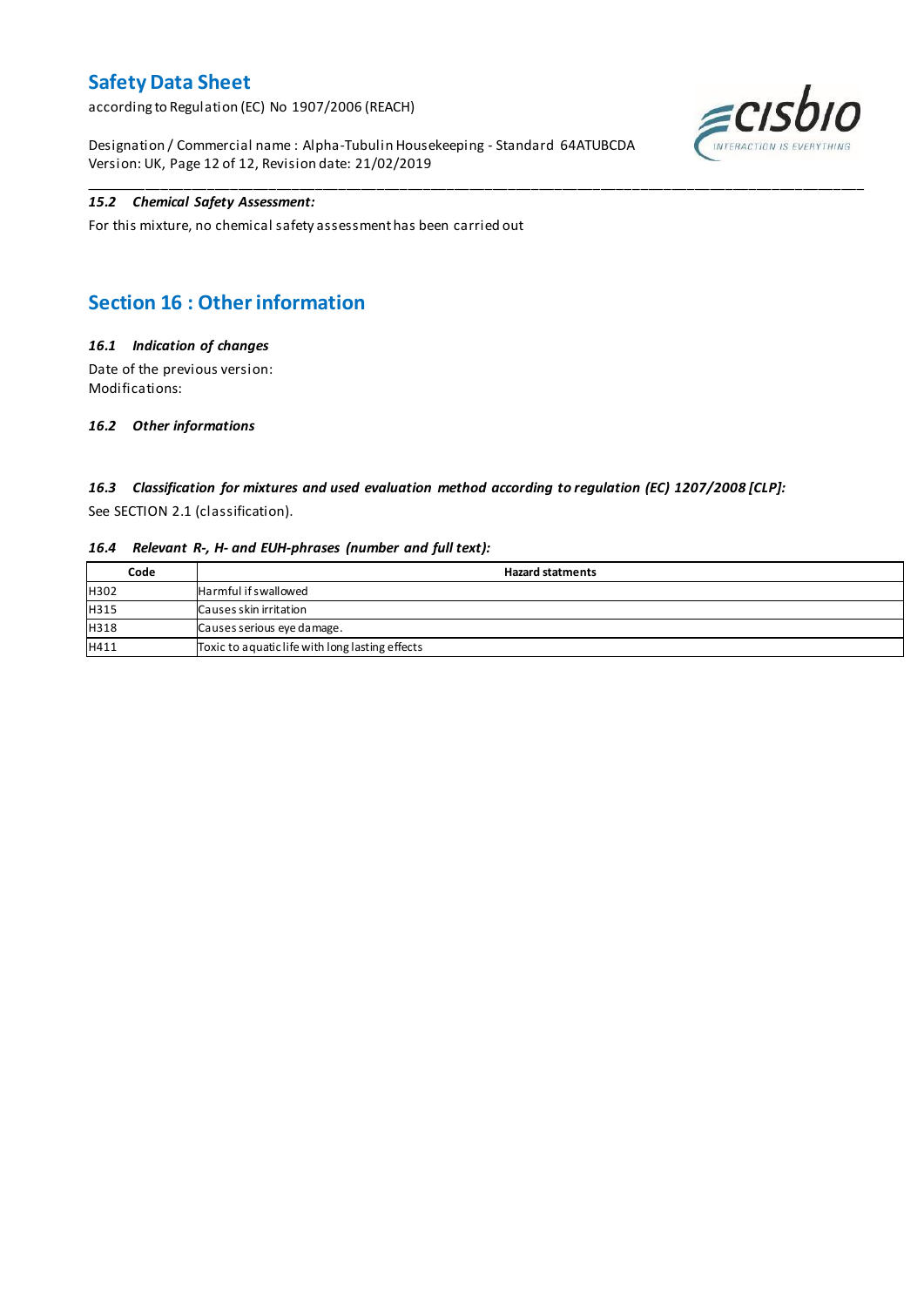### *15.2 Chemical Safety Assessment:*

For this mixture, no chemical safety assessment has been carried out

## Section 16 : Other information

### *16.1 Indication of changes*

Date of the previous version:
Modifications:

### *16.2 Other informations*

### *16.3 Classification for mixtures and used evaluation method according to regulation (EC) 1207/2008 [CLP]:*

See SECTION 2.1 (classification).

### *16.4 Relevant R-, H- and EUH-phrases (number and full text):*

| Code | Hazard statments |
|---|---|
| H302 | Harmful if swallowed |
| H315 | Causes skin irritation |
| H318 | Causes serious eye damage. |
| H411 | Toxic to aquatic life with long lasting effects |